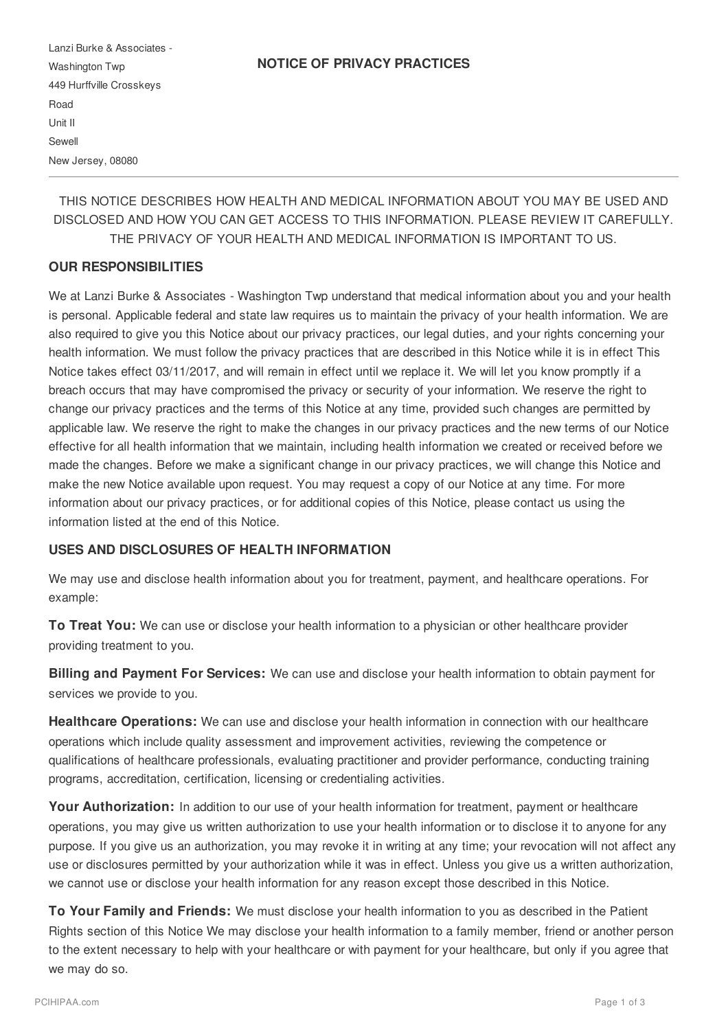Lanzi Burke & Associates - Washington Twp
449 Hurffville Crosskeys Road
Unit II
Sewell
New Jersey, 08080

# NOTICE OF PRIVACY PRACTICES

THIS NOTICE DESCRIBES HOW HEALTH AND MEDICAL INFORMATION ABOUT YOU MAY BE USED AND DISCLOSED AND HOW YOU CAN GET ACCESS TO THIS INFORMATION. PLEASE REVIEW IT CAREFULLY. THE PRIVACY OF YOUR HEALTH AND MEDICAL INFORMATION IS IMPORTANT TO US.

## OUR RESPONSIBILITIES

We at Lanzi Burke & Associates - Washington Twp understand that medical information about you and your health is personal. Applicable federal and state law requires us to maintain the privacy of your health information. We are also required to give you this Notice about our privacy practices, our legal duties, and your rights concerning your health information. We must follow the privacy practices that are described in this Notice while it is in effect This Notice takes effect 03/11/2017, and will remain in effect until we replace it. We will let you know promptly if a breach occurs that may have compromised the privacy or security of your information. We reserve the right to change our privacy practices and the terms of this Notice at any time, provided such changes are permitted by applicable law. We reserve the right to make the changes in our privacy practices and the new terms of our Notice effective for all health information that we maintain, including health information we created or received before we made the changes. Before we make a significant change in our privacy practices, we will change this Notice and make the new Notice available upon request. You may request a copy of our Notice at any time. For more information about our privacy practices, or for additional copies of this Notice, please contact us using the information listed at the end of this Notice.

## USES AND DISCLOSURES OF HEALTH INFORMATION

We may use and disclose health information about you for treatment, payment, and healthcare operations. For example:

**To Treat You:** We can use or disclose your health information to a physician or other healthcare provider providing treatment to you.

**Billing and Payment For Services:** We can use and disclose your health information to obtain payment for services we provide to you.

**Healthcare Operations:** We can use and disclose your health information in connection with our healthcare operations which include quality assessment and improvement activities, reviewing the competence or qualifications of healthcare professionals, evaluating practitioner and provider performance, conducting training programs, accreditation, certification, licensing or credentialing activities.

**Your Authorization:** In addition to our use of your health information for treatment, payment or healthcare operations, you may give us written authorization to use your health information or to disclose it to anyone for any purpose. If you give us an authorization, you may revoke it in writing at any time; your revocation will not affect any use or disclosures permitted by your authorization while it was in effect. Unless you give us a written authorization, we cannot use or disclose your health information for any reason except those described in this Notice.

**To Your Family and Friends:** We must disclose your health information to you as described in the Patient Rights section of this Notice We may disclose your health information to a family member, friend or another person to the extent necessary to help with your healthcare or with payment for your healthcare, but only if you agree that we may do so.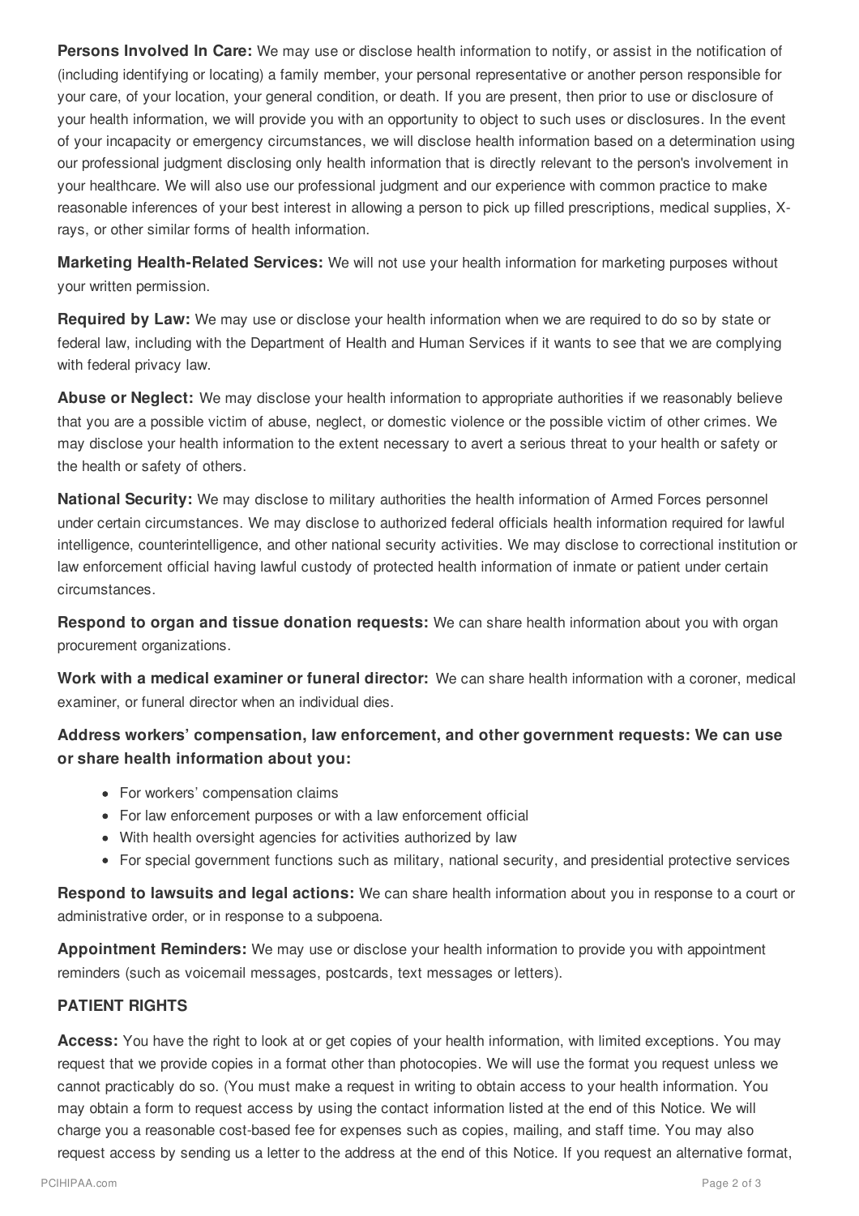**Persons Involved In Care:** We may use or disclose health information to notify, or assist in the notification of (including identifying or locating) a family member, your personal representative or another person responsible for your care, of your location, your general condition, or death. If you are present, then prior to use or disclosure of your health information, we will provide you with an opportunity to object to such uses or disclosures. In the event of your incapacity or emergency circumstances, we will disclose health information based on a determination using our professional judgment disclosing only health information that is directly relevant to the person's involvement in your healthcare. We will also use our professional judgment and our experience with common practice to make reasonable inferences of your best interest in allowing a person to pick up filled prescriptions, medical supplies, X-rays, or other similar forms of health information.

**Marketing Health-Related Services:** We will not use your health information for marketing purposes without your written permission.

**Required by Law:** We may use or disclose your health information when we are required to do so by state or federal law, including with the Department of Health and Human Services if it wants to see that we are complying with federal privacy law.

**Abuse or Neglect:** We may disclose your health information to appropriate authorities if we reasonably believe that you are a possible victim of abuse, neglect, or domestic violence or the possible victim of other crimes. We may disclose your health information to the extent necessary to avert a serious threat to your health or safety or the health or safety of others.

**National Security:** We may disclose to military authorities the health information of Armed Forces personnel under certain circumstances. We may disclose to authorized federal officials health information required for lawful intelligence, counterintelligence, and other national security activities. We may disclose to correctional institution or law enforcement official having lawful custody of protected health information of inmate or patient under certain circumstances.

**Respond to organ and tissue donation requests:** We can share health information about you with organ procurement organizations.

**Work with a medical examiner or funeral director:** We can share health information with a coroner, medical examiner, or funeral director when an individual dies.

**Address workers' compensation, law enforcement, and other government requests: We can use or share health information about you:**

- For workers' compensation claims
- For law enforcement purposes or with a law enforcement official
- With health oversight agencies for activities authorized by law
- For special government functions such as military, national security, and presidential protective services

**Respond to lawsuits and legal actions:** We can share health information about you in response to a court or administrative order, or in response to a subpoena.

**Appointment Reminders:** We may use or disclose your health information to provide you with appointment reminders (such as voicemail messages, postcards, text messages or letters).

**PATIENT RIGHTS**

**Access:** You have the right to look at or get copies of your health information, with limited exceptions. You may request that we provide copies in a format other than photocopies. We will use the format you request unless we cannot practicably do so. (You must make a request in writing to obtain access to your health information. You may obtain a form to request access by using the contact information listed at the end of this Notice. We will charge you a reasonable cost-based fee for expenses such as copies, mailing, and staff time. You may also request access by sending us a letter to the address at the end of this Notice. If you request an alternative format,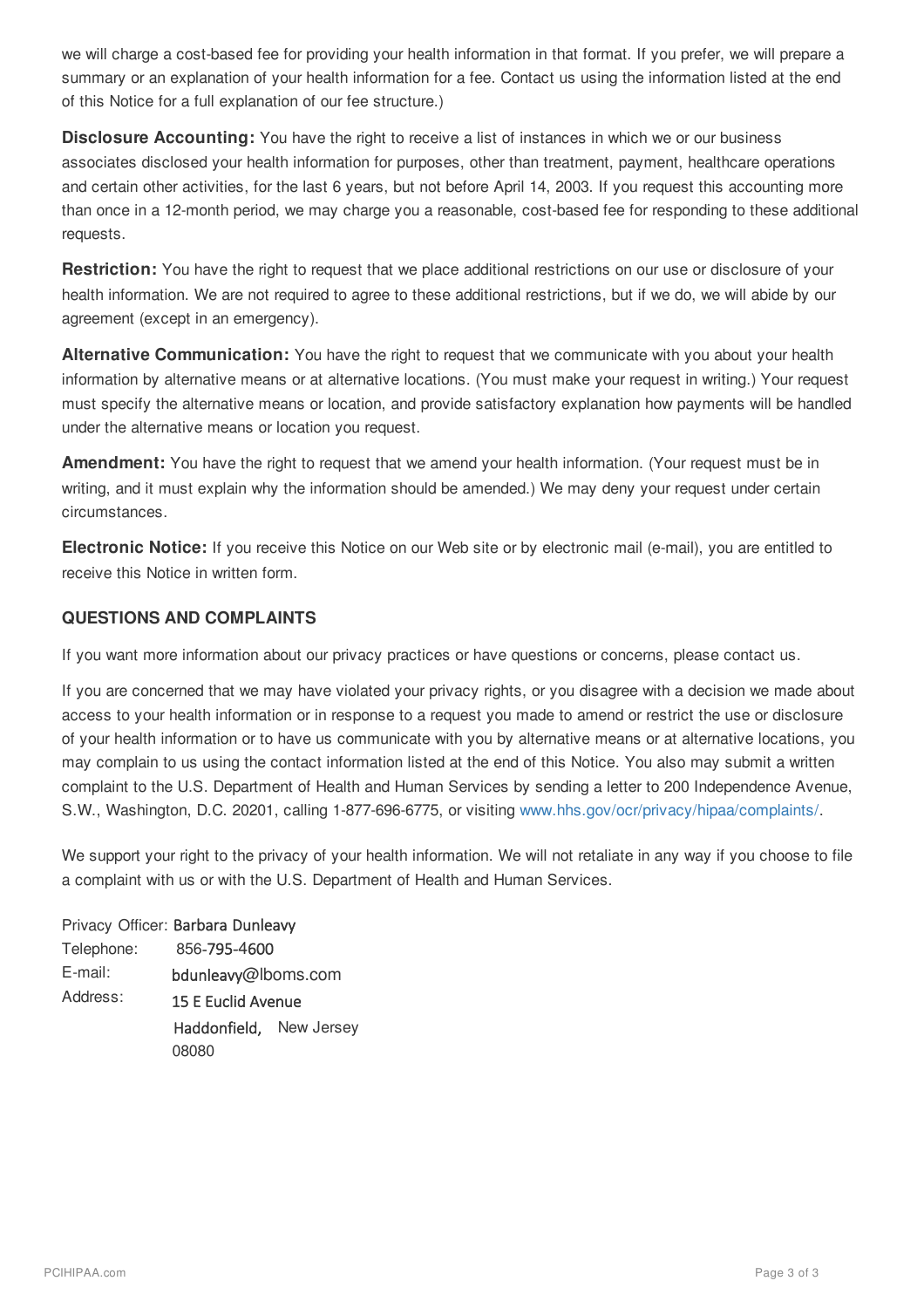we will charge a cost-based fee for providing your health information in that format. If you prefer, we will prepare a summary or an explanation of your health information for a fee. Contact us using the information listed at the end of this Notice for a full explanation of our fee structure.)

**Disclosure Accounting:** You have the right to receive a list of instances in which we or our business associates disclosed your health information for purposes, other than treatment, payment, healthcare operations and certain other activities, for the last 6 years, but not before April 14, 2003. If you request this accounting more than once in a 12-month period, we may charge you a reasonable, cost-based fee for responding to these additional requests.

**Restriction:** You have the right to request that we place additional restrictions on our use or disclosure of your health information. We are not required to agree to these additional restrictions, but if we do, we will abide by our agreement (except in an emergency).

**Alternative Communication:** You have the right to request that we communicate with you about your health information by alternative means or at alternative locations. (You must make your request in writing.) Your request must specify the alternative means or location, and provide satisfactory explanation how payments will be handled under the alternative means or location you request.

**Amendment:** You have the right to request that we amend your health information. (Your request must be in writing, and it must explain why the information should be amended.) We may deny your request under certain circumstances.

**Electronic Notice:** If you receive this Notice on our Web site or by electronic mail (e-mail), you are entitled to receive this Notice in written form.

## QUESTIONS AND COMPLAINTS

If you want more information about our privacy practices or have questions or concerns, please contact us.

If you are concerned that we may have violated your privacy rights, or you disagree with a decision we made about access to your health information or in response to a request you made to amend or restrict the use or disclosure of your health information or to have us communicate with you by alternative means or at alternative locations, you may complain to us using the contact information listed at the end of this Notice. You also may submit a written complaint to the U.S. Department of Health and Human Services by sending a letter to 200 Independence Avenue, S.W., Washington, D.C. 20201, calling 1-877-696-6775, or visiting www.hhs.gov/ocr/privacy/hipaa/complaints/.

We support your right to the privacy of your health information. We will not retaliate in any way if you choose to file a complaint with us or with the U.S. Department of Health and Human Services.

Privacy Officer: Barbara Dunleavy
Telephone: 856-795-4600
E-mail: bdunleavy@lboms.com
Address: 15 E Euclid Avenue
Haddonfield, New Jersey
08080